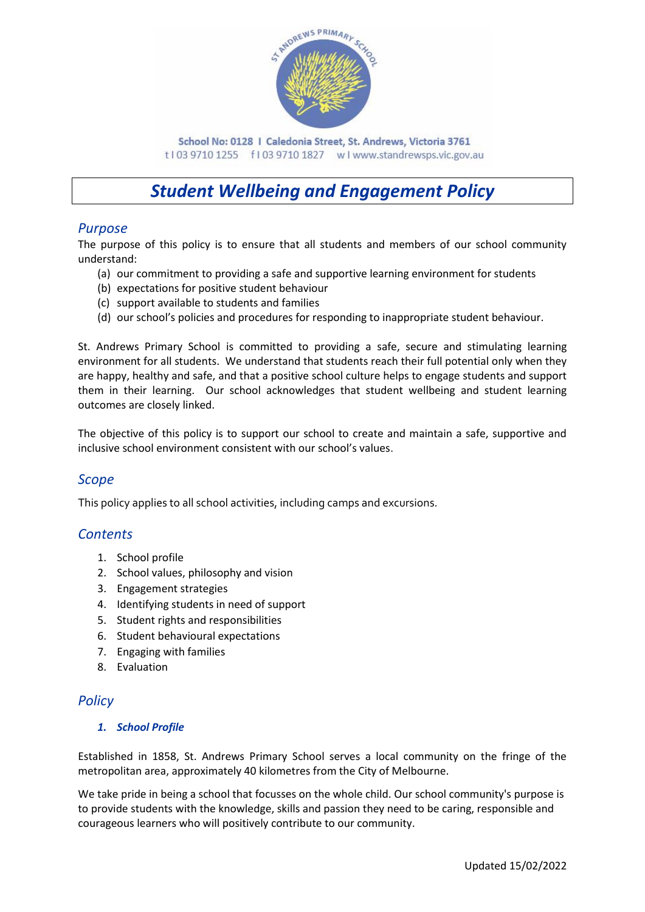School No: 0128 I Caledonia Street, St. Andrews, Victoria 3761
t I 03 9710 1255 f I 03 9710 1827 w I www.standrewsps.vic.gov.au

# *Student Wellbeing and Engagement Policy*

## *Purpose*

The purpose of this policy is to ensure that all students and members of our school community understand:

(a) our commitment to providing a safe and supportive learning environment for students
(b) expectations for positive student behaviour
(c) support available to students and families
(d) our school's policies and procedures for responding to inappropriate student behaviour.

St. Andrews Primary School is committed to providing a safe, secure and stimulating learning environment for all students. We understand that students reach their full potential only when they are happy, healthy and safe, and that a positive school culture helps to engage students and support them in their learning. Our school acknowledges that student wellbeing and student learning outcomes are closely linked.

The objective of this policy is to support our school to create and maintain a safe, supportive and inclusive school environment consistent with our school's values.

## *Scope*

This policy applies to all school activities, including camps and excursions.

## *Contents*

1. School profile
2. School values, philosophy and vision
3. Engagement strategies
4. Identifying students in need of support
5. Student rights and responsibilities
6. Student behavioural expectations
7. Engaging with families
8. Evaluation

## *Policy*

### *1. School Profile*

Established in 1858, St. Andrews Primary School serves a local community on the fringe of the metropolitan area, approximately 40 kilometres from the City of Melbourne.

We take pride in being a school that focusses on the whole child. Our school community's purpose is to provide students with the knowledge, skills and passion they need to be caring, responsible and courageous learners who will positively contribute to our community.

Updated 15/02/2022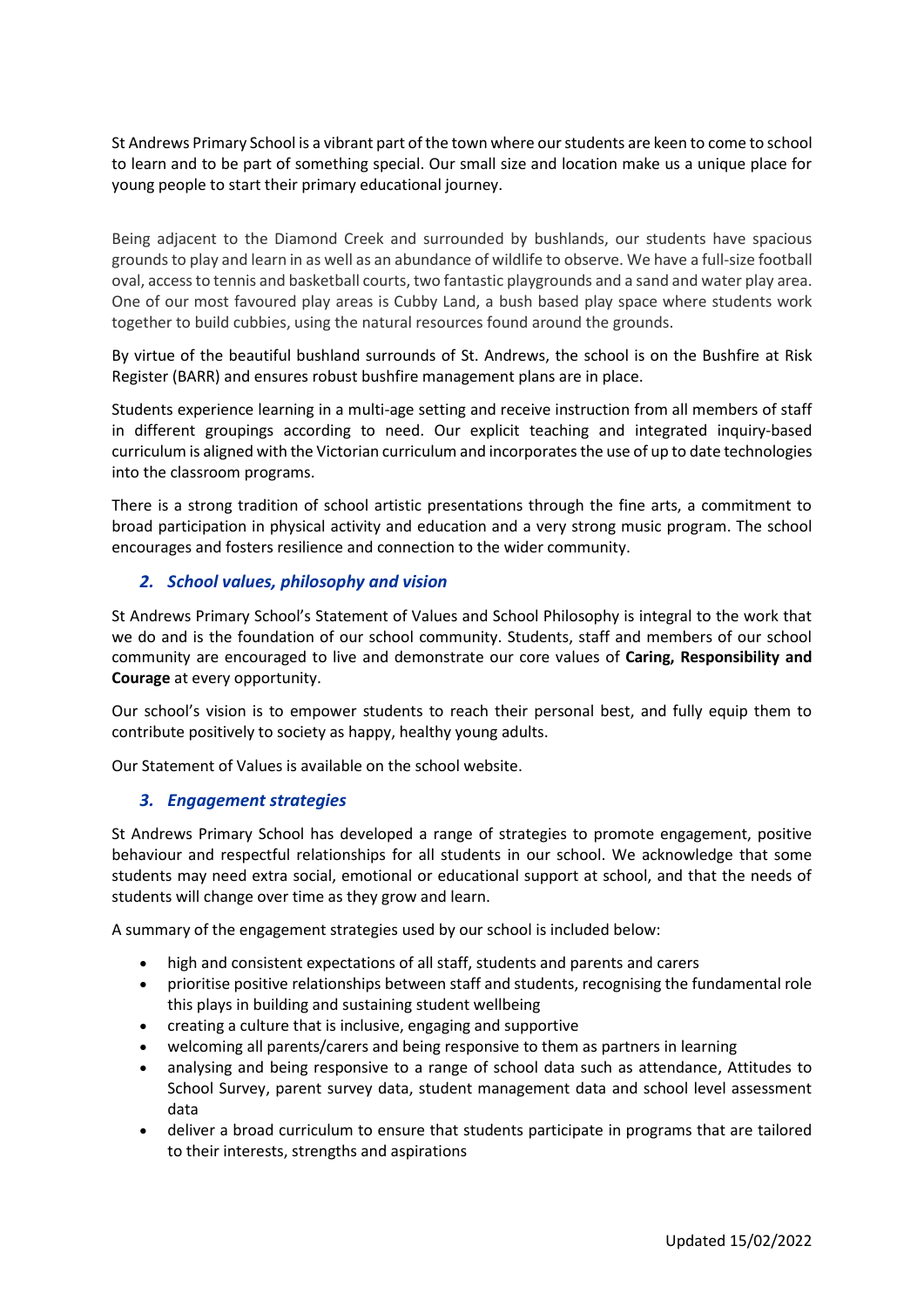St Andrews Primary School is a vibrant part of the town where our students are keen to come to school to learn and to be part of something special. Our small size and location make us a unique place for young people to start their primary educational journey.

Being adjacent to the Diamond Creek and surrounded by bushlands, our students have spacious grounds to play and learn in as well as an abundance of wildlife to observe. We have a full-size football oval, access to tennis and basketball courts, two fantastic playgrounds and a sand and water play area. One of our most favoured play areas is Cubby Land, a bush based play space where students work together to build cubbies, using the natural resources found around the grounds.

By virtue of the beautiful bushland surrounds of St. Andrews, the school is on the Bushfire at Risk Register (BARR) and ensures robust bushfire management plans are in place.

Students experience learning in a multi-age setting and receive instruction from all members of staff in different groupings according to need. Our explicit teaching and integrated inquiry-based curriculum is aligned with the Victorian curriculum and incorporates the use of up to date technologies into the classroom programs.

There is a strong tradition of school artistic presentations through the fine arts, a commitment to broad participation in physical activity and education and a very strong music program. The school encourages and fosters resilience and connection to the wider community.

## 2. *School values, philosophy and vision*

St Andrews Primary School's Statement of Values and School Philosophy is integral to the work that we do and is the foundation of our school community. Students, staff and members of our school community are encouraged to live and demonstrate our core values of **Caring, Responsibility and Courage** at every opportunity.

Our school's vision is to empower students to reach their personal best, and fully equip them to contribute positively to society as happy, healthy young adults.

Our Statement of Values is available on the school website.

## 3. *Engagement strategies*

St Andrews Primary School has developed a range of strategies to promote engagement, positive behaviour and respectful relationships for all students in our school. We acknowledge that some students may need extra social, emotional or educational support at school, and that the needs of students will change over time as they grow and learn.

A summary of the engagement strategies used by our school is included below:

- high and consistent expectations of all staff, students and parents and carers
- prioritise positive relationships between staff and students, recognising the fundamental role this plays in building and sustaining student wellbeing
- creating a culture that is inclusive, engaging and supportive
- welcoming all parents/carers and being responsive to them as partners in learning
- analysing and being responsive to a range of school data such as attendance, Attitudes to School Survey, parent survey data, student management data and school level assessment data
- deliver a broad curriculum to ensure that students participate in programs that are tailored to their interests, strengths and aspirations

Updated 15/02/2022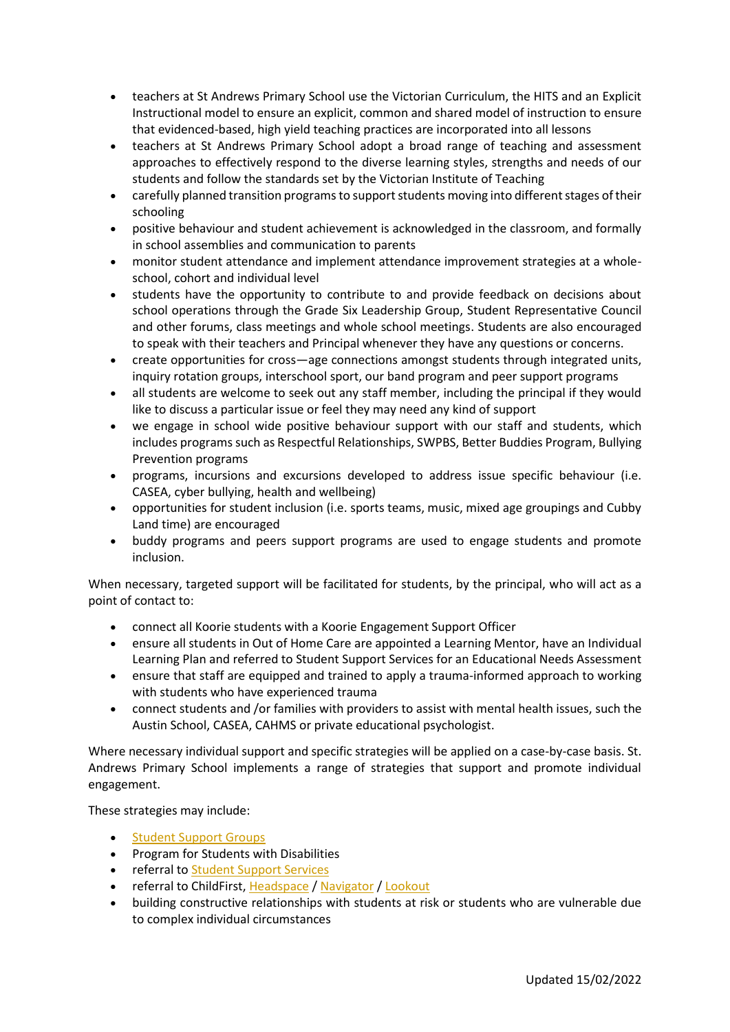- teachers at St Andrews Primary School use the Victorian Curriculum, the HITS and an Explicit Instructional model to ensure an explicit, common and shared model of instruction to ensure that evidenced-based, high yield teaching practices are incorporated into all lessons
- teachers at St Andrews Primary School adopt a broad range of teaching and assessment approaches to effectively respond to the diverse learning styles, strengths and needs of our students and follow the standards set by the Victorian Institute of Teaching
- carefully planned transition programs to support students moving into different stages of their schooling
- positive behaviour and student achievement is acknowledged in the classroom, and formally in school assemblies and communication to parents
- monitor student attendance and implement attendance improvement strategies at a whole-school, cohort and individual level
- students have the opportunity to contribute to and provide feedback on decisions about school operations through the Grade Six Leadership Group, Student Representative Council and other forums, class meetings and whole school meetings. Students are also encouraged to speak with their teachers and Principal whenever they have any questions or concerns.
- create opportunities for cross—age connections amongst students through integrated units, inquiry rotation groups, interschool sport, our band program and peer support programs
- all students are welcome to seek out any staff member, including the principal if they would like to discuss a particular issue or feel they may need any kind of support
- we engage in school wide positive behaviour support with our staff and students, which includes programs such as Respectful Relationships, SWPBS, Better Buddies Program, Bullying Prevention programs
- programs, incursions and excursions developed to address issue specific behaviour (i.e. CASEA, cyber bullying, health and wellbeing)
- opportunities for student inclusion (i.e. sports teams, music, mixed age groupings and Cubby Land time) are encouraged
- buddy programs and peers support programs are used to engage students and promote inclusion.

When necessary, targeted support will be facilitated for students, by the principal, who will act as a point of contact to:

- connect all Koorie students with a Koorie Engagement Support Officer
- ensure all students in Out of Home Care are appointed a Learning Mentor, have an Individual Learning Plan and referred to Student Support Services for an Educational Needs Assessment
- ensure that staff are equipped and trained to apply a trauma-informed approach to working with students who have experienced trauma
- connect students and /or families with providers to assist with mental health issues, such the Austin School, CASEA, CAHMS or private educational psychologist.

Where necessary individual support and specific strategies will be applied on a case-by-case basis. St. Andrews Primary School implements a range of strategies that support and promote individual engagement.

These strategies may include:

- Student Support Groups
- Program for Students with Disabilities
- referral to Student Support Services
- referral to ChildFirst, Headspace / Navigator / Lookout
- building constructive relationships with students at risk or students who are vulnerable due to complex individual circumstances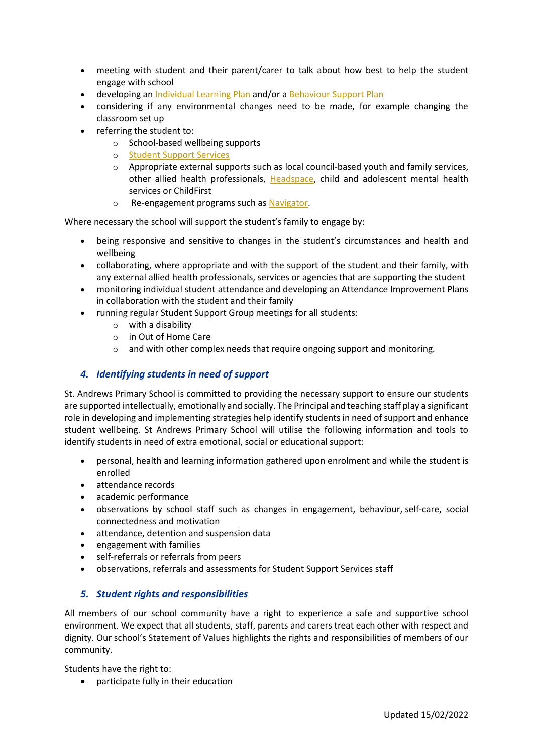- meeting with student and their parent/carer to talk about how best to help the student engage with school
- developing an Individual Learning Plan and/or a Behaviour Support Plan
- considering if any environmental changes need to be made, for example changing the classroom set up
- referring the student to:
  - School-based wellbeing supports
  - Student Support Services
  - Appropriate external supports such as local council-based youth and family services, other allied health professionals, Headspace, child and adolescent mental health services or ChildFirst
  - Re-engagement programs such as Navigator.

Where necessary the school will support the student's family to engage by:

- being responsive and sensitive to changes in the student's circumstances and health and wellbeing
- collaborating, where appropriate and with the support of the student and their family, with any external allied health professionals, services or agencies that are supporting the student
- monitoring individual student attendance and developing an Attendance Improvement Plans in collaboration with the student and their family
- running regular Student Support Group meetings for all students:
  - with a disability
  - in Out of Home Care
  - and with other complex needs that require ongoing support and monitoring.

## *4. Identifying students in need of support*

St. Andrews Primary School is committed to providing the necessary support to ensure our students are supported intellectually, emotionally and socially. The Principal and teaching staff play a significant role in developing and implementing strategies help identify students in need of support and enhance student wellbeing. St Andrews Primary School will utilise the following information and tools to identify students in need of extra emotional, social or educational support:

- personal, health and learning information gathered upon enrolment and while the student is enrolled
- attendance records
- academic performance
- observations by school staff such as changes in engagement, behaviour, self-care, social connectedness and motivation
- attendance, detention and suspension data
- engagement with families
- self-referrals or referrals from peers
- observations, referrals and assessments for Student Support Services staff

## *5. Student rights and responsibilities*

All members of our school community have a right to experience a safe and supportive school environment. We expect that all students, staff, parents and carers treat each other with respect and dignity. Our school's Statement of Values highlights the rights and responsibilities of members of our community.

Students have the right to:

- participate fully in their education

Updated 15/02/2022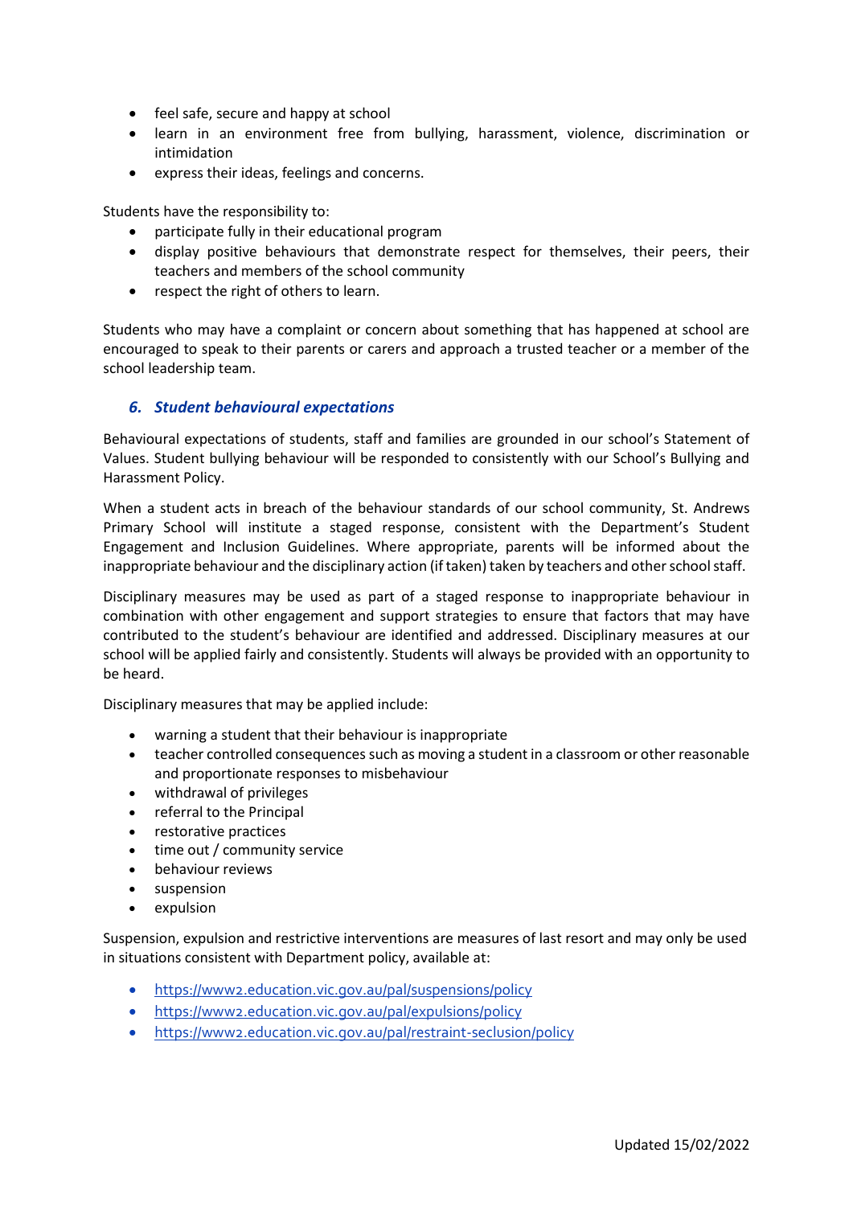- feel safe, secure and happy at school
- learn in an environment free from bullying, harassment, violence, discrimination or intimidation
- express their ideas, feelings and concerns.

Students have the responsibility to:

- participate fully in their educational program
- display positive behaviours that demonstrate respect for themselves, their peers, their teachers and members of the school community
- respect the right of others to learn.

Students who may have a complaint or concern about something that has happened at school are encouraged to speak to their parents or carers and approach a trusted teacher or a member of the school leadership team.

### *6. Student behavioural expectations*

Behavioural expectations of students, staff and families are grounded in our school's Statement of Values. Student bullying behaviour will be responded to consistently with our School's Bullying and Harassment Policy.

When a student acts in breach of the behaviour standards of our school community, St. Andrews Primary School will institute a staged response, consistent with the Department's Student Engagement and Inclusion Guidelines. Where appropriate, parents will be informed about the inappropriate behaviour and the disciplinary action (if taken) taken by teachers and other school staff.

Disciplinary measures may be used as part of a staged response to inappropriate behaviour in combination with other engagement and support strategies to ensure that factors that may have contributed to the student's behaviour are identified and addressed. Disciplinary measures at our school will be applied fairly and consistently. Students will always be provided with an opportunity to be heard.

Disciplinary measures that may be applied include:

- warning a student that their behaviour is inappropriate
- teacher controlled consequences such as moving a student in a classroom or other reasonable and proportionate responses to misbehaviour
- withdrawal of privileges
- referral to the Principal
- restorative practices
- time out / community service
- behaviour reviews
- suspension
- expulsion

Suspension, expulsion and restrictive interventions are measures of last resort and may only be used in situations consistent with Department policy, available at:

- https://www2.education.vic.gov.au/pal/suspensions/policy
- https://www2.education.vic.gov.au/pal/expulsions/policy
- https://www2.education.vic.gov.au/pal/restraint-seclusion/policy

Updated 15/02/2022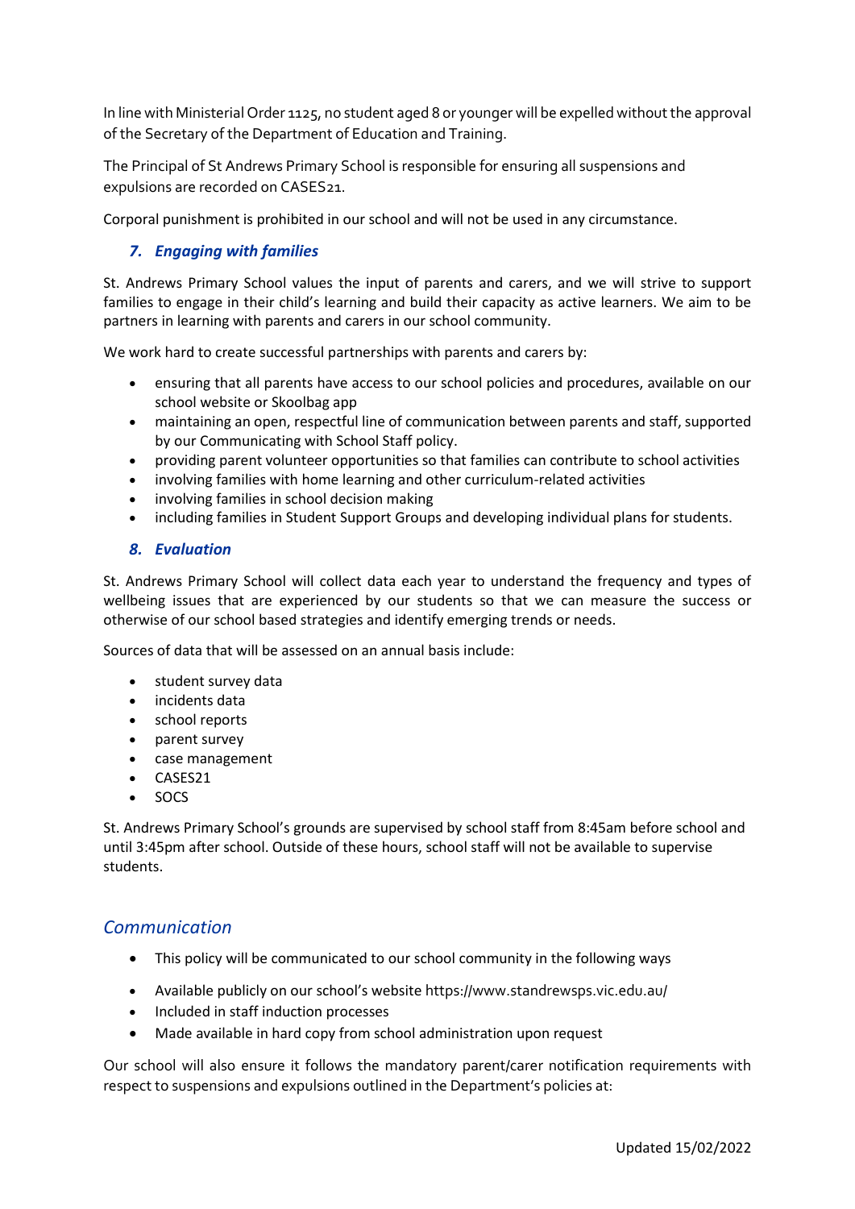In line with Ministerial Order 1125, no student aged 8 or younger will be expelled without the approval of the Secretary of the Department of Education and Training.

The Principal of St Andrews Primary School is responsible for ensuring all suspensions and expulsions are recorded on CASES21.

Corporal punishment is prohibited in our school and will not be used in any circumstance.

### *7. Engaging with families*

St. Andrews Primary School values the input of parents and carers, and we will strive to support families to engage in their child's learning and build their capacity as active learners. We aim to be partners in learning with parents and carers in our school community.

We work hard to create successful partnerships with parents and carers by:

- ensuring that all parents have access to our school policies and procedures, available on our school website or Skoolbag app
- maintaining an open, respectful line of communication between parents and staff, supported by our Communicating with School Staff policy.
- providing parent volunteer opportunities so that families can contribute to school activities
- involving families with home learning and other curriculum-related activities
- involving families in school decision making
- including families in Student Support Groups and developing individual plans for students.

### *8. Evaluation*

St. Andrews Primary School will collect data each year to understand the frequency and types of wellbeing issues that are experienced by our students so that we can measure the success or otherwise of our school based strategies and identify emerging trends or needs.

Sources of data that will be assessed on an annual basis include:

- student survey data
- incidents data
- school reports
- parent survey
- case management
- CASES21
- SOCS

St. Andrews Primary School's grounds are supervised by school staff from 8:45am before school and until 3:45pm after school. Outside of these hours, school staff will not be available to supervise students.

## *Communication*

- This policy will be communicated to our school community in the following ways
- Available publicly on our school's website https://www.standrewsps.vic.edu.au/
- Included in staff induction processes
- Made available in hard copy from school administration upon request

Our school will also ensure it follows the mandatory parent/carer notification requirements with respect to suspensions and expulsions outlined in the Department's policies at: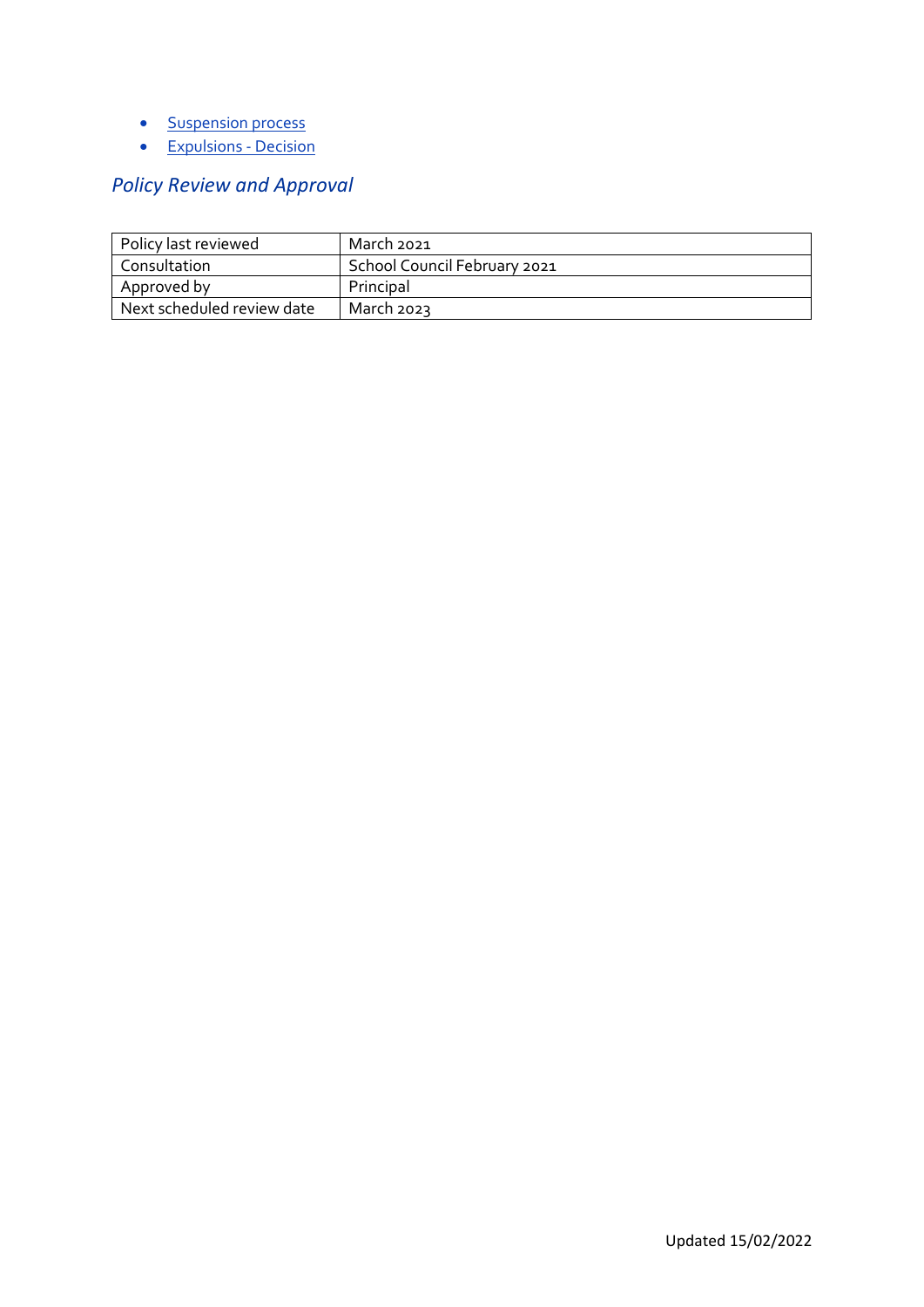- Suspension process
- Expulsions - Decision

## *Policy Review and Approval*

| | |
|---|---|
| Policy last reviewed | March 2021 |
| Consultation | School Council February 2021 |
| Approved by | Principal |
| Next scheduled review date | March 2023 |

Updated 15/02/2022